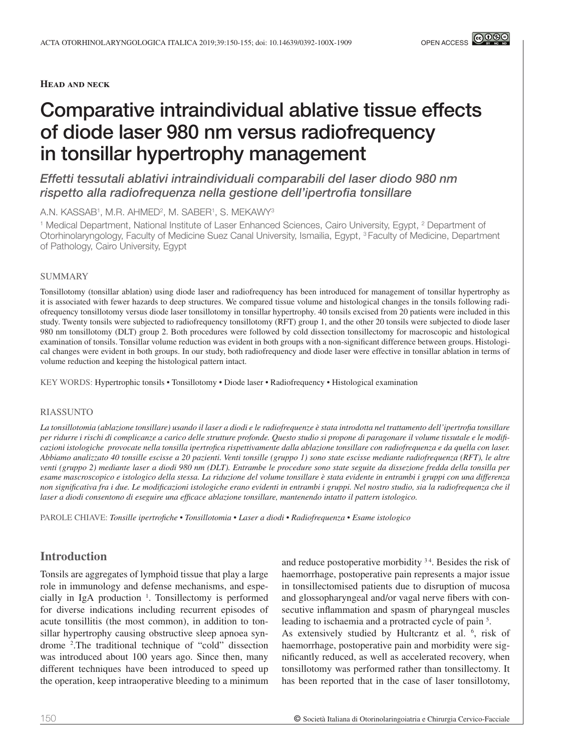Head and neck

# Comparative intraindividual ablative tissue effects of diode laser 980 nm versus radiofrequency in tonsillar hypertrophy management

*Effetti tessutali ablativi intraindividuali comparabili del laser diodo 980 nm rispetto alla radiofrequenza nella gestione dell'ipertrofia tonsillare*

A.N. KASSAB[1], M.R. AHMED[2], M. SABER[1], S. MEKAWY[3]

[1] Medical Department, National Institute of Laser Enhanced Sciences, Cairo University, Egypt, [2] Department of Otorhinolaryngology, Faculty of Medicine Suez Canal University, Ismailia, Egypt, [3] Faculty of Medicine, Department of Pathology, Cairo University, Egypt

## SUMMARY

Tonsillotomy (tonsillar ablation) using diode laser and radiofrequency has been introduced for management of tonsillar hypertrophy as it is associated with fewer hazards to deep structures. We compared tissue volume and histological changes in the tonsils following radiofrequency tonsillotomy versus diode laser tonsillotomy in tonsillar hypertrophy. 40 tonsils excised from 20 patients were included in this study. Twenty tonsils were subjected to radiofrequency tonsillotomy (RFT) group 1, and the other 20 tonsils were subjected to diode laser 980 nm tonsillotomy (DLT) group 2. Both procedures were followed by cold dissection tonsillectomy for macroscopic and histological examination of tonsils. Tonsillar volume reduction was evident in both groups with a non-significant difference between groups. Histological changes were evident in both groups. In our study, both radiofrequency and diode laser were effective in tonsillar ablation in terms of volume reduction and keeping the histological pattern intact.

KEY WORDS: Hypertrophic tonsils • Tonsillotomy • Diode laser • Radiofrequency • Histological examination

## RIASSUNTO

*La tonsillotomia (ablazione tonsillare) usando il laser a diodi e le radiofrequenze è stata introdotta nel trattamento dell'ipertrofia tonsillare per ridurre i rischi di complicanze a carico delle strutture profonde. Questo studio si propone di paragonare il volume tissutale e le modificazioni istologiche provocate nella tonsilla ipertrofica rispettivamente dalla ablazione tonsillare con radiofrequenza e da quella con laser. Abbiamo analizzato 40 tonsille escisse a 20 pazienti. Venti tonsille (gruppo 1) sono state escisse mediante radiofrequenza (RFT), le altre venti (gruppo 2) mediante laser a diodi 980 nm (DLT). Entrambe le procedure sono state seguite da dissezione fredda della tonsilla per esame mascroscopico e istologico della stessa. La riduzione del volume tonsillare è stata evidente in entrambi i gruppi con una differenza non significativa fra i due. Le modificazioni istologiche erano evidenti in entrambi i gruppi. Nel nostro studio, sia la radiofrequenza che il laser a diodi consentono di eseguire una efficace ablazione tonsillare, mantenendo intatto il pattern istologico.*

PAROLE CHIAVE: *Tonsille ipertrofiche • Tonsillotomia • Laser a diodi • Radiofrequenza • Esame istologico*

## Introduction

Tonsils are aggregates of lymphoid tissue that play a large role in immunology and defense mechanisms, and especially in IgA production [1]. Tonsillectomy is performed for diverse indications including recurrent episodes of acute tonsillitis (the most common), in addition to tonsillar hypertrophy causing obstructive sleep apnoea syndrome [2].The traditional technique of "cold" dissection was introduced about 100 years ago. Since then, many different techniques have been introduced to speed up the operation, keep intraoperative bleeding to a minimum and reduce postoperative morbidity [3,4]. Besides the risk of haemorrhage, postoperative pain represents a major issue in tonsillectomised patients due to disruption of mucosa and glossopharyngeal and/or vagal nerve fibers with consecutive inflammation and spasm of pharyngeal muscles leading to ischaemia and a protracted cycle of pain [5].

As extensively studied by Hultcrantz et al. [6], risk of haemorrhage, postoperative pain and morbidity were significantly reduced, as well as accelerated recovery, when tonsillotomy was performed rather than tonsillectomy. It has been reported that in the case of laser tonsillotomy,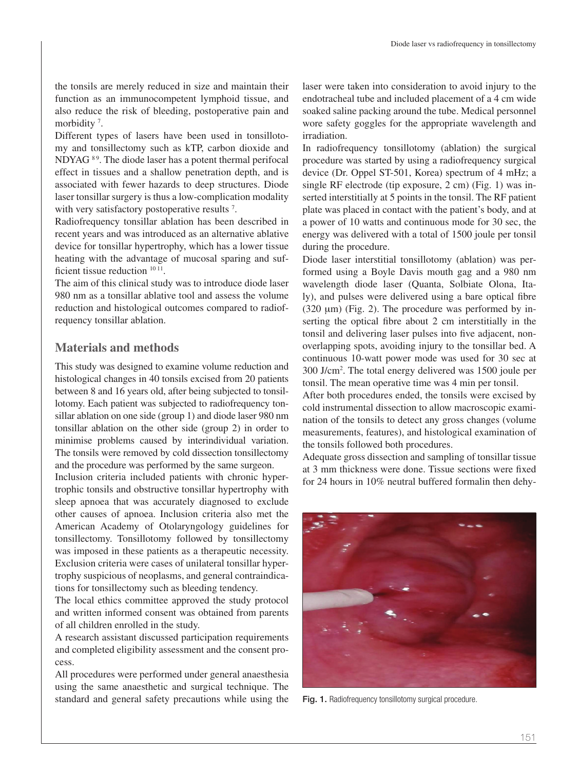the tonsils are merely reduced in size and maintain their function as an immunocompetent lymphoid tissue, and also reduce the risk of bleeding, postoperative pain and morbidity [7].

Different types of lasers have been used in tonsillotomy and tonsillectomy such as kTP, carbon dioxide and NDYAG [8 9]. The diode laser has a potent thermal perifocal effect in tissues and a shallow penetration depth, and is associated with fewer hazards to deep structures. Diode laser tonsillar surgery is thus a low-complication modality with very satisfactory postoperative results [7].

Radiofrequency tonsillar ablation has been described in recent years and was introduced as an alternative ablative device for tonsillar hypertrophy, which has a lower tissue heating with the advantage of mucosal sparing and sufficient tissue reduction [10 11].

The aim of this clinical study was to introduce diode laser 980 nm as a tonsillar ablative tool and assess the volume reduction and histological outcomes compared to radiofrequency tonsillar ablation.

## Materials and methods

This study was designed to examine volume reduction and histological changes in 40 tonsils excised from 20 patients between 8 and 16 years old, after being subjected to tonsillotomy. Each patient was subjected to radiofrequency tonsillar ablation on one side (group 1) and diode laser 980 nm tonsillar ablation on the other side (group 2) in order to minimise problems caused by interindividual variation. The tonsils were removed by cold dissection tonsillectomy and the procedure was performed by the same surgeon.

Inclusion criteria included patients with chronic hypertrophic tonsils and obstructive tonsillar hypertrophy with sleep apnoea that was accurately diagnosed to exclude other causes of apnoea. Inclusion criteria also met the American Academy of Otolaryngology guidelines for tonsillectomy. Tonsillotomy followed by tonsillectomy was imposed in these patients as a therapeutic necessity. Exclusion criteria were cases of unilateral tonsillar hypertrophy suspicious of neoplasms, and general contraindications for tonsillectomy such as bleeding tendency.

The local ethics committee approved the study protocol and written informed consent was obtained from parents of all children enrolled in the study.

A research assistant discussed participation requirements and completed eligibility assessment and the consent process.

All procedures were performed under general anaesthesia using the same anaesthetic and surgical technique. The standard and general safety precautions while using the laser were taken into consideration to avoid injury to the endotracheal tube and included placement of a 4 cm wide soaked saline packing around the tube. Medical personnel wore safety goggles for the appropriate wavelength and irradiation.

In radiofrequency tonsillotomy (ablation) the surgical procedure was started by using a radiofrequency surgical device (Dr. Oppel ST-501, Korea) spectrum of 4 mHz; a single RF electrode (tip exposure, 2 cm) (Fig. 1) was inserted interstitially at 5 points in the tonsil. The RF patient plate was placed in contact with the patient's body, and at a power of 10 watts and continuous mode for 30 sec, the energy was delivered with a total of 1500 joule per tonsil during the procedure.

Diode laser interstitial tonsillotomy (ablation) was performed using a Boyle Davis mouth gag and a 980 nm wavelength diode laser (Quanta, Solbiate Olona, Italy), and pulses were delivered using a bare optical fibre (320 μm) (Fig. 2). The procedure was performed by inserting the optical fibre about 2 cm interstitially in the tonsil and delivering laser pulses into five adjacent, non-overlapping spots, avoiding injury to the tonsillar bed. A continuous 10-watt power mode was used for 30 sec at 300 J/cm$^2$. The total energy delivered was 1500 joule per tonsil. The mean operative time was 4 min per tonsil.

After both procedures ended, the tonsils were excised by cold instrumental dissection to allow macroscopic examination of the tonsils to detect any gross changes (volume measurements, features), and histological examination of the tonsils followed both procedures.

Adequate gross dissection and sampling of tonsillar tissue at 3 mm thickness were done. Tissue sections were fixed for 24 hours in 10% neutral buffered formalin then dehy-

**Fig. 1.** Radiofrequency tonsillotomy surgical procedure.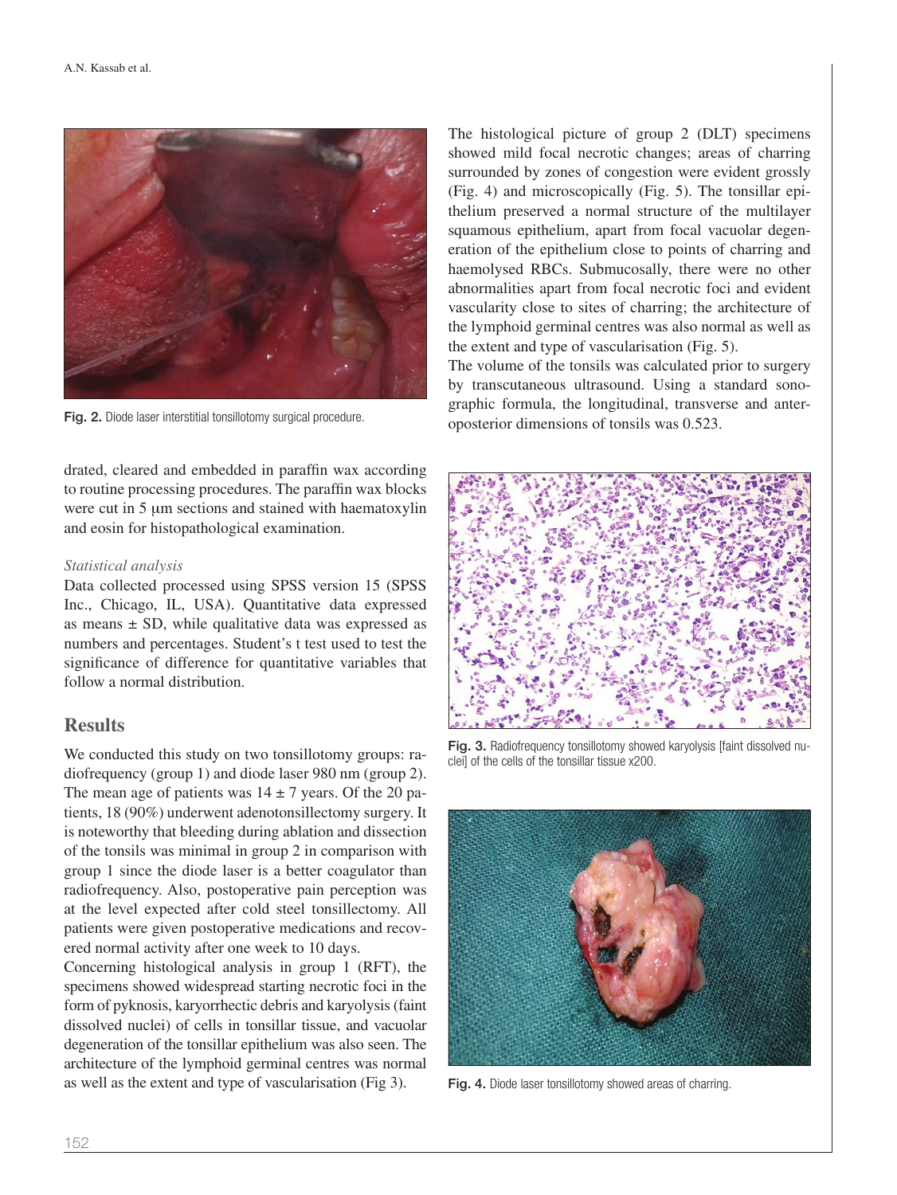Fig. 2. Diode laser interstitial tonsillotomy surgical procedure.

drated, cleared and embedded in paraffin wax according to routine processing procedures. The paraffin wax blocks were cut in 5 μm sections and stained with haematoxylin and eosin for histopathological examination.

*Statistical analysis*

Data collected processed using SPSS version 15 (SPSS Inc., Chicago, IL, USA). Quantitative data expressed as means ± SD, while qualitative data was expressed as numbers and percentages. Student's t test used to test the significance of difference for quantitative variables that follow a normal distribution.

## Results

We conducted this study on two tonsillotomy groups: radiofrequency (group 1) and diode laser 980 nm (group 2). The mean age of patients was 14 ± 7 years. Of the 20 patients, 18 (90%) underwent adenotonsillectomy surgery. It is noteworthy that bleeding during ablation and dissection of the tonsils was minimal in group 2 in comparison with group 1 since the diode laser is a better coagulator than radiofrequency. Also, postoperative pain perception was at the level expected after cold steel tonsillectomy. All patients were given postoperative medications and recovered normal activity after one week to 10 days.

Concerning histological analysis in group 1 (RFT), the specimens showed widespread starting necrotic foci in the form of pyknosis, karyorrhectic debris and karyolysis (faint dissolved nuclei) of cells in tonsillar tissue, and vacuolar degeneration of the tonsillar epithelium was also seen. The architecture of the lymphoid germinal centres was normal as well as the extent and type of vascularisation (Fig 3).

The histological picture of group 2 (DLT) specimens showed mild focal necrotic changes; areas of charring surrounded by zones of congestion were evident grossly (Fig. 4) and microscopically (Fig. 5). The tonsillar epithelium preserved a normal structure of the multilayer squamous epithelium, apart from focal vacuolar degeneration of the epithelium close to points of charring and haemolysed RBCs. Submucosally, there were no other abnormalities apart from focal necrotic foci and evident vascularity close to sites of charring; the architecture of the lymphoid germinal centres was also normal as well as the extent and type of vascularisation (Fig. 5).

The volume of the tonsils was calculated prior to surgery by transcutaneous ultrasound. Using a standard sonographic formula, the longitudinal, transverse and anteroposterior dimensions of tonsils was 0.523.

Fig. 3. Radiofrequency tonsillotomy showed karyolysis [faint dissolved nuclei] of the cells of the tonsillar tissue x200.

Fig. 4. Diode laser tonsillotomy showed areas of charring.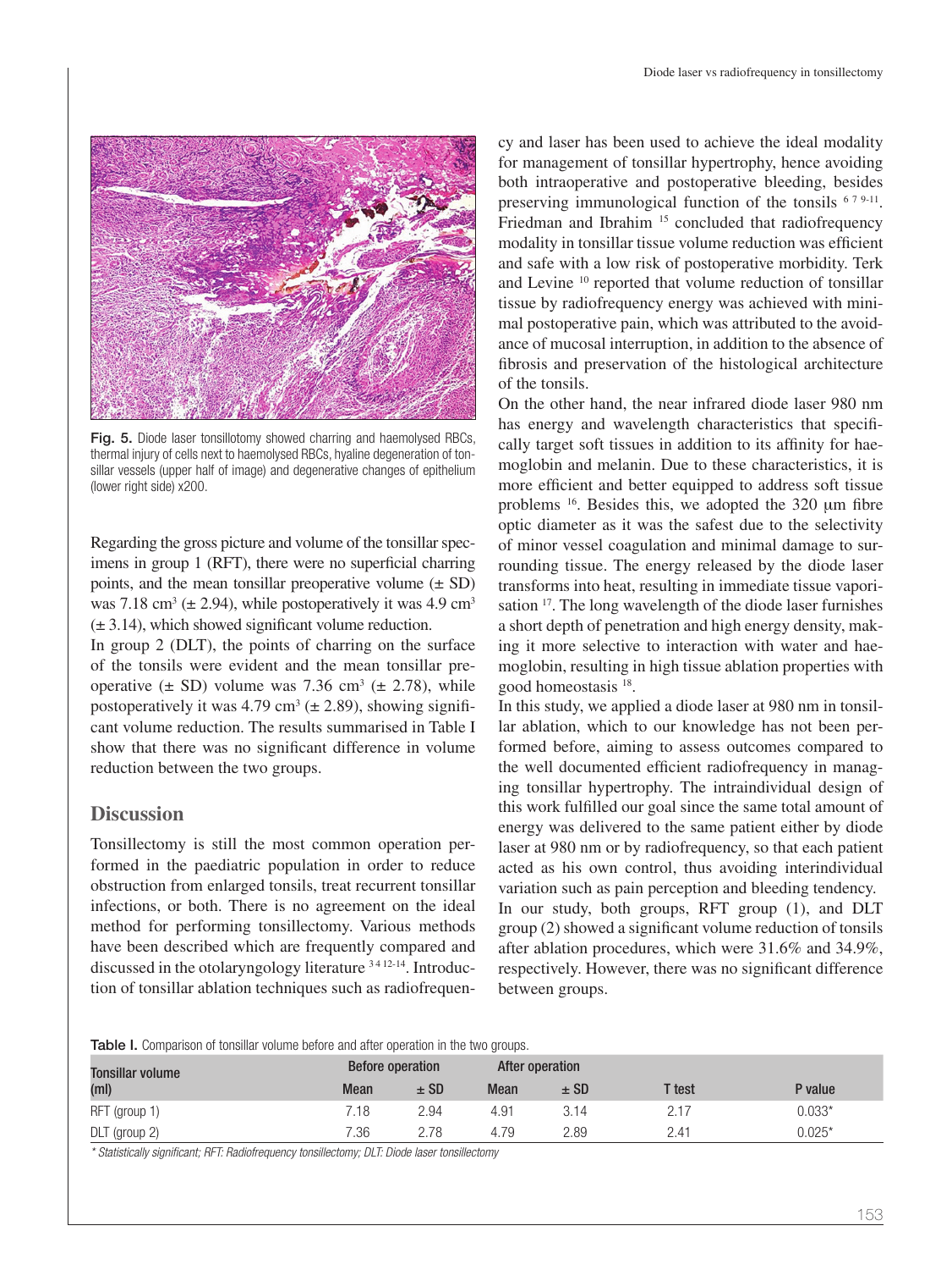Fig. 5. Diode laser tonsillotomy showed charring and haemolysed RBCs, thermal injury of cells next to haemolysed RBCs, hyaline degeneration of tonsillar vessels (upper half of image) and degenerative changes of epithelium (lower right side) x200.

Regarding the gross picture and volume of the tonsillar specimens in group 1 (RFT), there were no superficial charring points, and the mean tonsillar preoperative volume (± SD) was 7.18 $cm^3$ (± 2.94), while postoperatively it was 4.9 $cm^3$ (± 3.14), which showed significant volume reduction.

In group 2 (DLT), the points of charring on the surface of the tonsils were evident and the mean tonsillar preoperative (± SD) volume was 7.36 $cm^3$ (± 2.78), while postoperatively it was 4.79 $cm^3$ (± 2.89), showing significant volume reduction. The results summarised in Table I show that there was no significant difference in volume reduction between the two groups.

## Discussion

Tonsillectomy is still the most common operation performed in the paediatric population in order to reduce obstruction from enlarged tonsils, treat recurrent tonsillar infections, or both. There is no agreement on the ideal method for performing tonsillectomy. Various methods have been described which are frequently compared and discussed in the otolaryngology literature [3 4 12-14]. Introduction of tonsillar ablation techniques such as radiofrequency and laser has been used to achieve the ideal modality for management of tonsillar hypertrophy, hence avoiding both intraoperative and postoperative bleeding, besides preserving immunological function of the tonsils [6 7 9-11]. Friedman and Ibrahim [15] concluded that radiofrequency modality in tonsillar tissue volume reduction was efficient and safe with a low risk of postoperative morbidity. Terk and Levine [10] reported that volume reduction of tonsillar tissue by radiofrequency energy was achieved with minimal postoperative pain, which was attributed to the avoidance of mucosal interruption, in addition to the absence of fibrosis and preservation of the histological architecture of the tonsils.

On the other hand, the near infrared diode laser 980 nm has energy and wavelength characteristics that specifically target soft tissues in addition to its affinity for haemoglobin and melanin. Due to these characteristics, it is more efficient and better equipped to address soft tissue problems [16]. Besides this, we adopted the 320 μm fibre optic diameter as it was the safest due to the selectivity of minor vessel coagulation and minimal damage to surrounding tissue. The energy released by the diode laser transforms into heat, resulting in immediate tissue vaporisation [17]. The long wavelength of the diode laser furnishes a short depth of penetration and high energy density, making it more selective to interaction with water and haemoglobin, resulting in high tissue ablation properties with good homeostasis [18].

In this study, we applied a diode laser at 980 nm in tonsillar ablation, which to our knowledge has not been performed before, aiming to assess outcomes compared to the well documented efficient radiofrequency in managing tonsillar hypertrophy. The intraindividual design of this work fulfilled our goal since the same total amount of energy was delivered to the same patient either by diode laser at 980 nm or by radiofrequency, so that each patient acted as his own control, thus avoiding interindividual variation such as pain perception and bleeding tendency.

In our study, both groups, RFT group (1), and DLT group (2) showed a significant volume reduction of tonsils after ablation procedures, which were 31.6% and 34.9%, respectively. However, there was no significant difference between groups.

**Table I.** Comparison of tonsillar volume before and after operation in the two groups.

| Tonsillar volume (ml) | Before operation | | After operation | | T test | P value |
|---|---|---|---|---|---|---|
| | Mean | ± SD | Mean | ± SD | | |
| RFT (group 1) | 7.18 | 2.94 | 4.91 | 3.14 | 2.17 | 0.033* |
| DLT (group 2) | 7.36 | 2.78 | 4.79 | 2.89 | 2.41 | 0.025* |

*\* Statistically significant; RFT: Radiofrequency tonsillectomy; DLT: Diode laser tonsillectomy*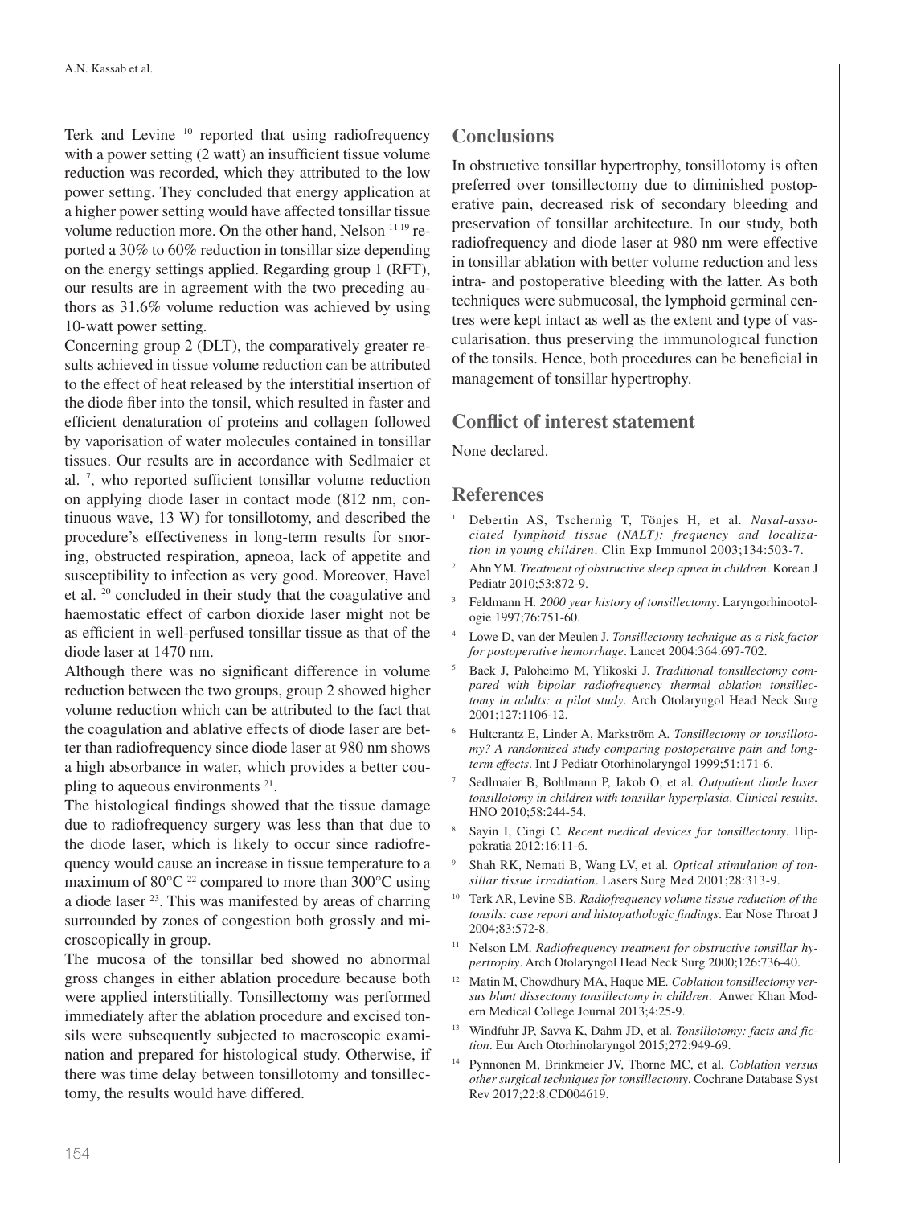Terk and Levine [10] reported that using radiofrequency with a power setting (2 watt) an insufficient tissue volume reduction was recorded, which they attributed to the low power setting. They concluded that energy application at a higher power setting would have affected tonsillar tissue volume reduction more. On the other hand, Nelson [11 19] reported a 30% to 60% reduction in tonsillar size depending on the energy settings applied. Regarding group 1 (RFT), our results are in agreement with the two preceding authors as 31.6% volume reduction was achieved by using 10-watt power setting.

Concerning group 2 (DLT), the comparatively greater results achieved in tissue volume reduction can be attributed to the effect of heat released by the interstitial insertion of the diode fiber into the tonsil, which resulted in faster and efficient denaturation of proteins and collagen followed by vaporisation of water molecules contained in tonsillar tissues. Our results are in accordance with Sedlmaier et al. [7], who reported sufficient tonsillar volume reduction on applying diode laser in contact mode (812 nm, continuous wave, 13 W) for tonsillotomy, and described the procedure's effectiveness in long-term results for snoring, obstructed respiration, apneoa, lack of appetite and susceptibility to infection as very good. Moreover, Havel et al. [20] concluded in their study that the coagulative and haemostatic effect of carbon dioxide laser might not be as efficient in well-perfused tonsillar tissue as that of the diode laser at 1470 nm.

Although there was no significant difference in volume reduction between the two groups, group 2 showed higher volume reduction which can be attributed to the fact that the coagulation and ablative effects of diode laser are better than radiofrequency since diode laser at 980 nm shows a high absorbance in water, which provides a better coupling to aqueous environments [21].

The histological findings showed that the tissue damage due to radiofrequency surgery was less than that due to the diode laser, which is likely to occur since radiofrequency would cause an increase in tissue temperature to a maximum of 80°C [22] compared to more than 300°C using a diode laser [23]. This was manifested by areas of charring surrounded by zones of congestion both grossly and microscopically in group.

The mucosa of the tonsillar bed showed no abnormal gross changes in either ablation procedure because both were applied interstitially. Tonsillectomy was performed immediately after the ablation procedure and excised tonsils were subsequently subjected to macroscopic examination and prepared for histological study. Otherwise, if there was time delay between tonsillotomy and tonsillectomy, the results would have differed.

## Conclusions

In obstructive tonsillar hypertrophy, tonsillotomy is often preferred over tonsillectomy due to diminished postoperative pain, decreased risk of secondary bleeding and preservation of tonsillar architecture. In our study, both radiofrequency and diode laser at 980 nm were effective in tonsillar ablation with better volume reduction and less intra- and postoperative bleeding with the latter. As both techniques were submucosal, the lymphoid germinal centres were kept intact as well as the extent and type of vascularisation. thus preserving the immunological function of the tonsils. Hence, both procedures can be beneficial in management of tonsillar hypertrophy.

## Conflict of interest statement

None declared.

## References

1. Debertin AS, Tschernig T, Tönjes H, et al. *Nasal-associated lymphoid tissue (NALT): frequency and localization in young children*. Clin Exp Immunol 2003;134:503-7.
2. Ahn YM. *Treatment of obstructive sleep apnea in children*. Korean J Pediatr 2010;53:872-9.
3. Feldmann H. *2000 year history of tonsillectomy*. Laryngorhinootologie 1997;76:751-60.
4. Lowe D, van der Meulen J. *Tonsillectomy technique as a risk factor for postoperative hemorrhage*. Lancet 2004:364:697-702.
5. Back J, Paloheimo M, Ylikoski J. *Traditional tonsillectomy compared with bipolar radiofrequency thermal ablation tonsillectomy in adults: a pilot study*. Arch Otolaryngol Head Neck Surg 2001;127:1106-12.
6. Hultcrantz E, Linder A, Markström A. *Tonsillectomy or tonsillotomy? A randomized study comparing postoperative pain and long-term effects*. Int J Pediatr Otorhinolaryngol 1999;51:171-6.
7. Sedlmaier B, Bohlmann P, Jakob O, et al. *Outpatient diode laser tonsillotomy in children with tonsillar hyperplasia. Clinical results.* HNO 2010;58:244-54.
8. Sayin I, Cingi C. *Recent medical devices for tonsillectomy*. Hippokratia 2012;16:11-6.
9. Shah RK, Nemati B, Wang LV, et al. *Optical stimulation of tonsillar tissue irradiation*. Lasers Surg Med 2001;28:313-9.
10. Terk AR, Levine SB. *Radiofrequency volume tissue reduction of the tonsils: case report and histopathologic findings*. Ear Nose Throat J 2004;83:572-8.
11. Nelson LM. *Radiofrequency treatment for obstructive tonsillar hypertrophy*. Arch Otolaryngol Head Neck Surg 2000;126:736-40.
12. Matin M, Chowdhury MA, Haque ME. *Coblation tonsillectomy versus blunt dissectomy tonsillectomy in children*. Anwer Khan Modern Medical College Journal 2013;4:25-9.
13. Windfuhr JP, Savva K, Dahm JD, et al. *Tonsillotomy: facts and fiction*. Eur Arch Otorhinolaryngol 2015;272:949-69.
14. Pynnonen M, Brinkmeier JV, Thorne MC, et al. *Coblation versus other surgical techniques for tonsillectomy*. Cochrane Database Syst Rev 2017;22:8:CD004619.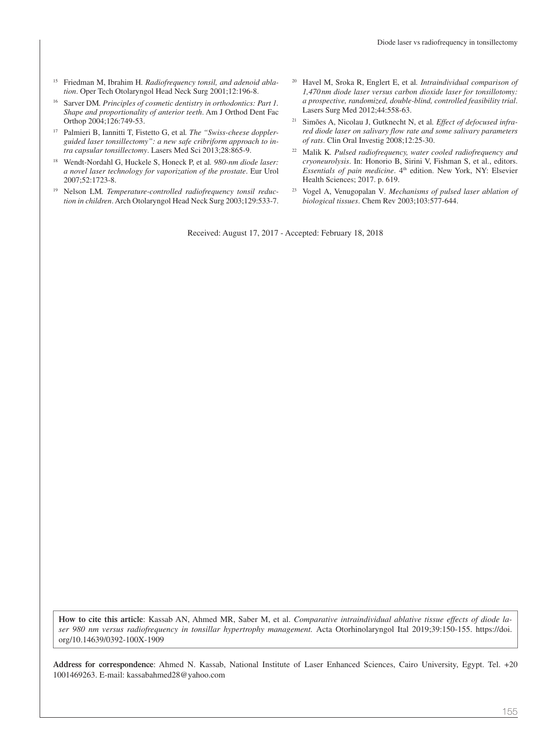15. Friedman M, Ibrahim H. *Radiofrequency tonsil, and adenoid ablation*. Oper Tech Otolaryngol Head Neck Surg 2001;12:196-8.
16. Sarver DM. *Principles of cosmetic dentistry in orthodontics: Part 1. Shape and proportionality of anterior teeth*. Am J Orthod Dent Fac Orthop 2004;126:749-53.
17. Palmieri B, Iannitti T, Fistetto G, et al. *The "Swiss-cheese doppler-guided laser tonsillectomy": a new safe cribriform approach to intra capsular tonsillectomy*. Lasers Med Sci 2013;28:865-9.
18. Wendt-Nordahl G, Huckele S, Honeck P, et al. *980-nm diode laser: a novel laser technology for vaporization of the prostate*. Eur Urol 2007;52:1723-8.
19. Nelson LM. *Temperature-controlled radiofrequency tonsil reduction in children*. Arch Otolaryngol Head Neck Surg 2003;129:533-7.
20. Havel M, Sroka R, Englert E, et al. *Intraindividual comparison of 1,470 nm diode laser versus carbon dioxide laser for tonsillotomy: a prospective, randomized, double-blind, controlled feasibility trial*. Lasers Surg Med 2012;44:558-63.
21. Simões A, Nicolau J, Gutknecht N, et al. *Effect of defocused infrared diode laser on salivary flow rate and some salivary parameters of rats*. Clin Oral Investig 2008;12:25-30.
22. Malik K. *Pulsed radiofrequency, water cooled radiofrequency and cryoneurolysis*. In: Honorio B, Sirini V, Fishman S, et al., editors. *Essentials of pain medicine*. 4th edition. New York, NY: Elsevier Health Sciences; 2017. p. 619.
23. Vogel A, Venugopalan V. *Mechanisms of pulsed laser ablation of biological tissues*. Chem Rev 2003;103:577-644.

Received: August 17, 2017 - Accepted: February 18, 2018

**How to cite this article**: Kassab AN, Ahmed MR, Saber M, et al. *Comparative intraindividual ablative tissue effects of diode laser 980 nm versus radiofrequency in tonsillar hypertrophy management.* Acta Otorhinolaryngol Ital 2019;39:150-155. https://doi.org/10.14639/0392-100X-1909

**Address for correspondence**: Ahmed N. Kassab, National Institute of Laser Enhanced Sciences, Cairo University, Egypt. Tel. +20 1001469263. E-mail: kassabahmed28@yahoo.com